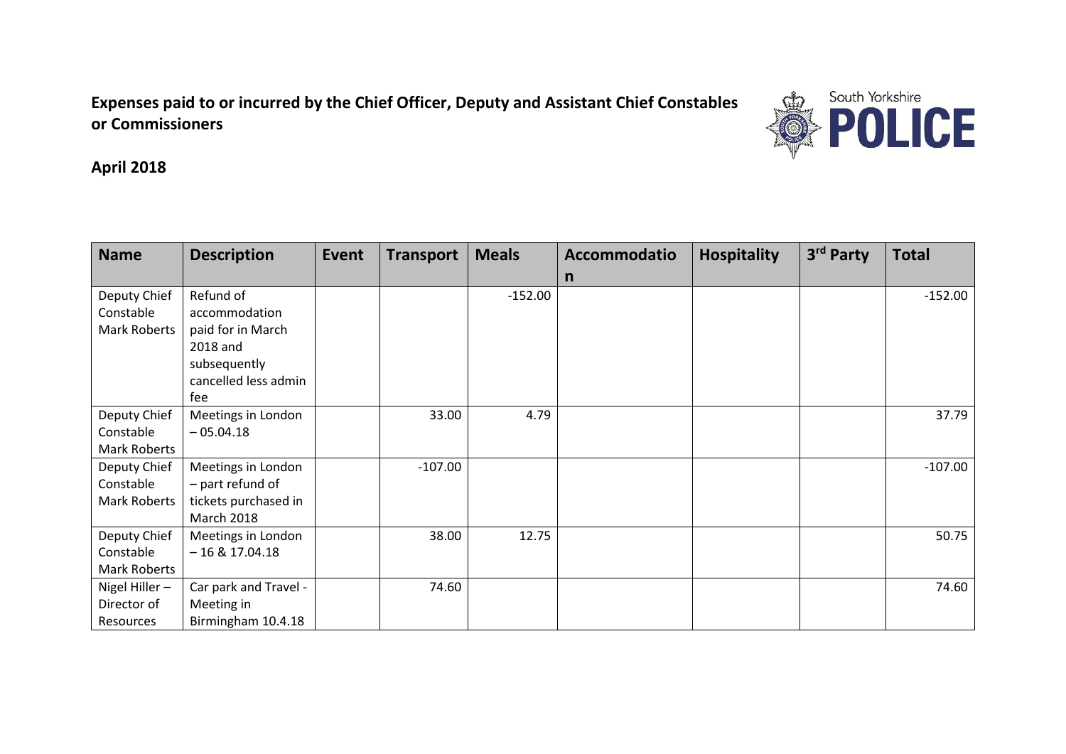**Expenses paid to or incurred by the Chief Officer, Deputy and Assistant Chief Constables or Commissioners**

**April 2018**

| Name | Description | Event | Transport | Meals | Accommodation | Hospitality | 3rd Party | Total |
|---|---|---|---|---|---|---|---|---|
| Deputy Chief Constable Mark Roberts | Refund of accommodation paid for in March 2018 and subsequently cancelled less admin fee | | | -152.00 | | | | -152.00 |
| Deputy Chief Constable Mark Roberts | Meetings in London – 05.04.18 | | 33.00 | 4.79 | | | | 37.79 |
| Deputy Chief Constable Mark Roberts | Meetings in London – part refund of tickets purchased in March 2018 | | -107.00 | | | | | -107.00 |
| Deputy Chief Constable Mark Roberts | Meetings in London – 16 & 17.04.18 | | 38.00 | 12.75 | | | | 50.75 |
| Nigel Hiller – Director of Resources | Car park and Travel - Meeting in Birmingham 10.4.18 | | 74.60 | | | | | 74.60 |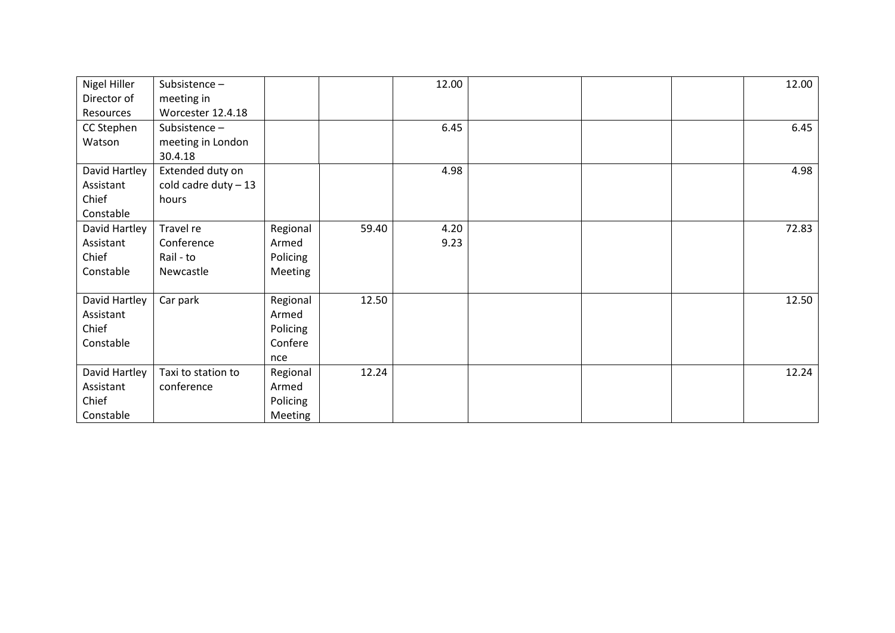| | | | | | | | | |
|---|---|---|---|---|---|---|---|---|
| Nigel Hiller Director of Resources | Subsistence – meeting in Worcester 12.4.18 | | | 12.00 | | | | 12.00 |
| CC Stephen Watson | Subsistence – meeting in London 30.4.18 | | | 6.45 | | | | 6.45 |
| David Hartley Assistant Chief Constable | Extended duty on cold cadre duty – 13 hours | | | 4.98 | | | | 4.98 |
| David Hartley Assistant Chief Constable | Travel re Conference Rail - to Newcastle | Regional Armed Policing Meeting | 59.40 | 4.20<br>9.23 | | | | 72.83 |
| David Hartley Assistant Chief Constable | Car park | Regional Armed Policing Conference | 12.50 | | | | | 12.50 |
| David Hartley Assistant Chief Constable | Taxi to station to conference | Regional Armed Policing Meeting | 12.24 | | | | | 12.24 |